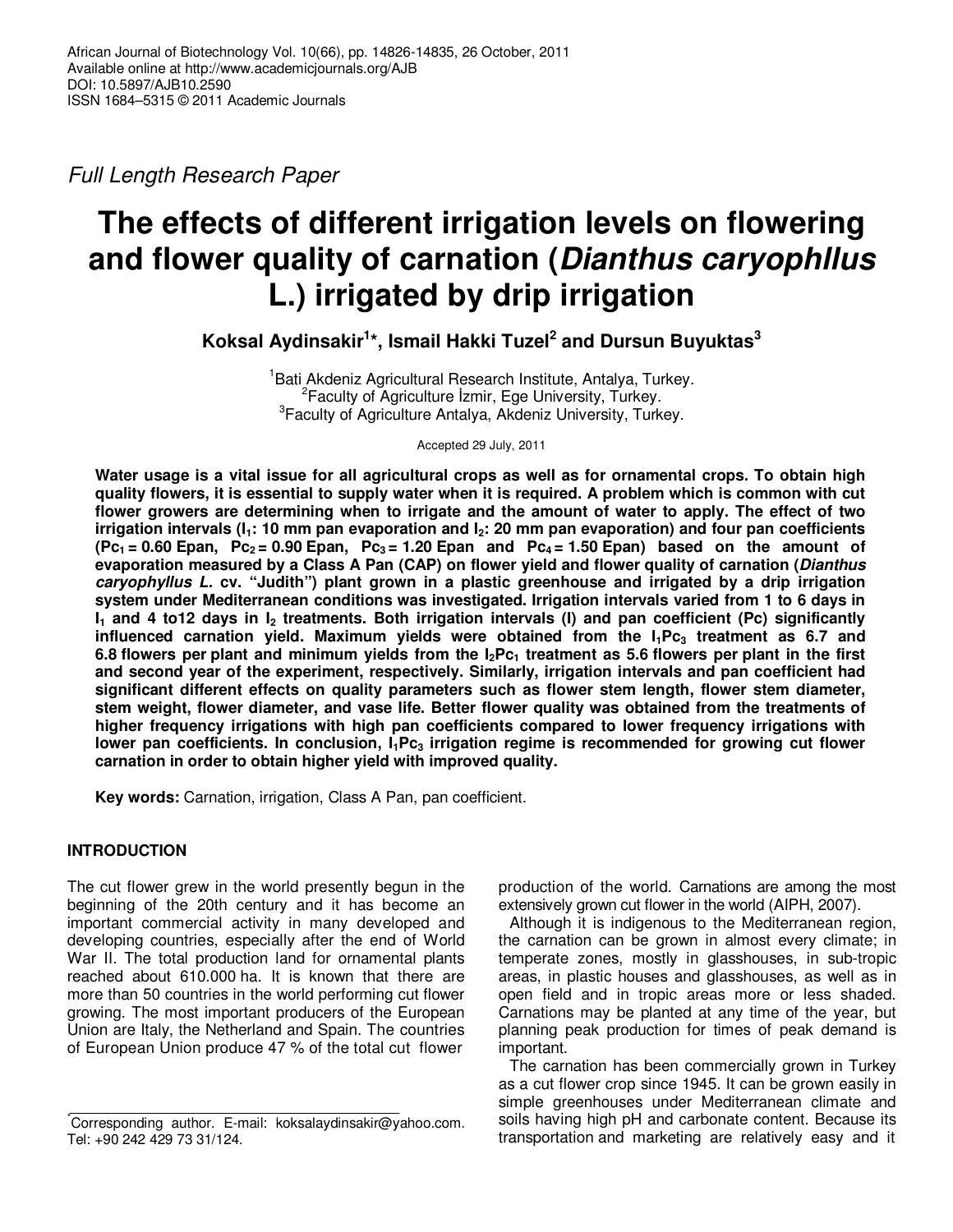Full Length Research Paper

# The effects of different irrigation levels on flowering and flower quality of carnation (*Dianthus caryophllus* L.) irrigated by drip irrigation

**Koksal Aydinsakir[1]*, Ismail Hakki Tuzel[2] and Dursun Buyuktas[3]**

[1]Bati Akdeniz Agricultural Research Institute, Antalya, Turkey.
[2]Faculty of Agriculture İzmir, Ege University, Turkey.
[3]Faculty of Agriculture Antalya, Akdeniz University, Turkey.

Accepted 29 July, 2011

**Water usage is a vital issue for all agricultural crops as well as for ornamental crops. To obtain high quality flowers, it is essential to supply water when it is required. A problem which is common with cut flower growers are determining when to irrigate and the amount of water to apply. The effect of two irrigation intervals ($I_1$: 10 mm pan evaporation and $I_2$: 20 mm pan evaporation) and four pan coefficients ($Pc_1$ = 0.60 Epan, $Pc_2$ = 0.90 Epan, $Pc_3$ = 1.20 Epan and $Pc_4$ = 1.50 Epan) based on the amount of evaporation measured by a Class A Pan (CAP) on flower yield and flower quality of carnation (*Dianthus caryophyllus L.* cv. "Judith") plant grown in a plastic greenhouse and irrigated by a drip irrigation system under Mediterranean conditions was investigated. Irrigation intervals varied from 1 to 6 days in $I_1$ and 4 to12 days in $I_2$ treatments. Both irrigation intervals (I) and pan coefficient (Pc) significantly influenced carnation yield. Maximum yields were obtained from the $I_1Pc_3$ treatment as 6.7 and 6.8 flowers per plant and minimum yields from the $I_2Pc_1$ treatment as 5.6 flowers per plant in the first and second year of the experiment, respectively. Similarly, irrigation intervals and pan coefficient had significant different effects on quality parameters such as flower stem length, flower stem diameter, stem weight, flower diameter, and vase life. Better flower quality was obtained from the treatments of higher frequency irrigations with high pan coefficients compared to lower frequency irrigations with lower pan coefficients. In conclusion, $I_1Pc_3$ irrigation regime is recommended for growing cut flower carnation in order to obtain higher yield with improved quality.**

**Key words:** Carnation, irrigation, Class A Pan, pan coefficient.

## INTRODUCTION

The cut flower grew in the world presently begun in the beginning of the 20th century and it has become an important commercial activity in many developed and developing countries, especially after the end of World War II. The total production land for ornamental plants reached about 610.000 ha. It is known that there are more than 50 countries in the world performing cut flower growing. The most important producers of the European Union are Italy, the Netherland and Spain. The countries of European Union produce 47 % of the total cut flower production of the world. Carnations are among the most extensively grown cut flower in the world (AIPH, 2007).

Although it is indigenous to the Mediterranean region, the carnation can be grown in almost every climate; in temperate zones, mostly in glasshouses, in sub-tropic areas, in plastic houses and glasshouses, as well as in open field and in tropic areas more or less shaded. Carnations may be planted at any time of the year, but planning peak production for times of peak demand is important.

The carnation has been commercially grown in Turkey as a cut flower crop since 1945. It can be grown easily in simple greenhouses under Mediterranean climate and soils having high pH and carbonate content. Because its transportation and marketing are relatively easy and it

*Corresponding author. E-mail: koksalaydinsakir@yahoo.com. Tel: +90 242 429 73 31/124.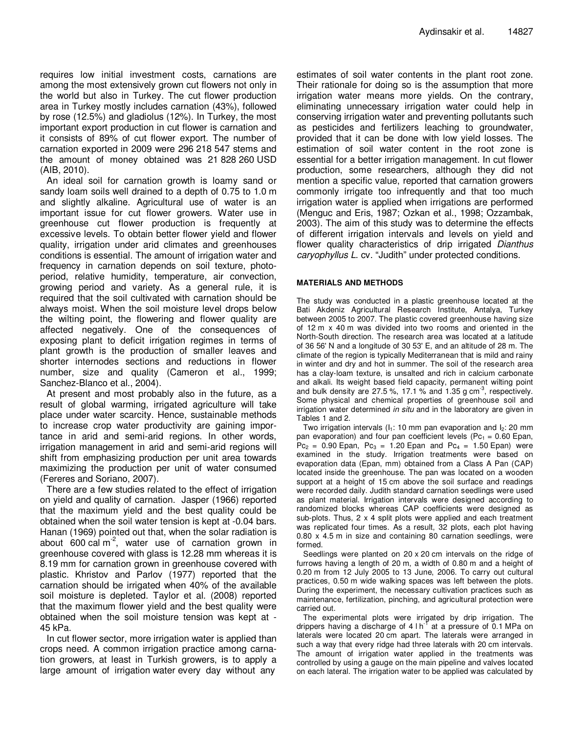requires low initial investment costs, carnations are among the most extensively grown cut flowers not only in the world but also in Turkey. The cut flower production area in Turkey mostly includes carnation (43%), followed by rose (12.5%) and gladiolus (12%). In Turkey, the most important export production in cut flower is carnation and it consists of 89% of cut flower export. The number of carnation exported in 2009 were 296 218 547 stems and the amount of money obtained was 21 828 260 USD (AIB, 2010).

An ideal soil for carnation growth is loamy sand or sandy loam soils well drained to a depth of 0.75 to 1.0 m and slightly alkaline. Agricultural use of water is an important issue for cut flower growers. Water use in greenhouse cut flower production is frequently at excessive levels. To obtain better flower yield and flower quality, irrigation under arid climates and greenhouses conditions is essential. The amount of irrigation water and frequency in carnation depends on soil texture, photoperiod, relative humidity, temperature, air convection, growing period and variety. As a general rule, it is required that the soil cultivated with carnation should be always moist. When the soil moisture level drops below the wilting point, the flowering and flower quality are affected negatively. One of the consequences of exposing plant to deficit irrigation regimes in terms of plant growth is the production of smaller leaves and shorter internodes sections and reductions in flower number, size and quality (Cameron et al., 1999; Sanchez-Blanco et al., 2004).

At present and most probably also in the future, as a result of global warming, irrigated agriculture will take place under water scarcity. Hence, sustainable methods to increase crop water productivity are gaining importance in arid and semi-arid regions. In other words, irrigation management in arid and semi-arid regions will shift from emphasizing production per unit area towards maximizing the production per unit of water consumed (Fereres and Soriano, 2007).

There are a few studies related to the effect of irrigation on yield and quality of carnation. Jasper (1966) reported that the maximum yield and the best quality could be obtained when the soil water tension is kept at -0.04 bars. Hanan (1969) pointed out that, when the solar radiation is about 600 cal $m^{-2}$, water use of carnation grown in greenhouse covered with glass is 12.28 mm whereas it is 8.19 mm for carnation grown in greenhouse covered with plastic. Khristov and Parlov (1977) reported that the carnation should be irrigated when 40% of the available soil moisture is depleted. Taylor et al. (2008) reported that the maximum flower yield and the best quality were obtained when the soil moisture tension was kept at -45 kPa.

In cut flower sector, more irrigation water is applied than crops need. A common irrigation practice among carnation growers, at least in Turkish growers, is to apply a large amount of irrigation water every day without any estimates of soil water contents in the plant root zone. Their rationale for doing so is the assumption that more irrigation water means more yields. On the contrary, eliminating unnecessary irrigation water could help in conserving irrigation water and preventing pollutants such as pesticides and fertilizers leaching to groundwater, provided that it can be done with low yield losses. The estimation of soil water content in the root zone is essential for a better irrigation management. In cut flower production, some researchers, although they did not mention a specific value, reported that carnation growers commonly irrigate too infrequently and that too much irrigation water is applied when irrigations are performed (Menguc and Eris, 1987; Ozkan et al., 1998; Ozzambak, 2003). The aim of this study was to determine the effects of different irrigation intervals and levels on yield and flower quality characteristics of drip irrigated *Dianthus caryophyllus L.* cv. "Judith" under protected conditions.

## MATERIALS AND METHODS

The study was conducted in a plastic greenhouse located at the Bati Akdeniz Agricultural Research Institute, Antalya, Turkey between 2005 to 2007. The plastic covered greenhouse having size of 12 m x 40 m was divided into two rooms and oriented in the North-South direction. The research area was located at a latitude of 36 56' N and a longitude of 30 53' E, and an altitude of 28 m. The climate of the region is typically Mediterranean that is mild and rainy in winter and dry and hot in summer. The soil of the research area has a clay-loam texture, is unsalted and rich in calcium carbonate and alkali. Its weight based field capacity, permanent wilting point and bulk density are 27.5 %, 17.1 % and 1.35 g $cm^{-3}$, respectively. Some physical and chemical properties of greenhouse soil and irrigation water determined *in situ* and in the laboratory are given in Tables 1 and 2.

Two irrigation intervals ($I_1$: 10 mm pan evaporation and $I_2$: 20 mm pan evaporation) and four pan coefficient levels ($Pc_1$ = 0.60 Epan, $Pc_2$ = 0.90 Epan, $Pc_3$ = 1.20 Epan and $Pc_4$ = 1.50 Epan) were examined in the study. Irrigation treatments were based on evaporation data (Epan, mm) obtained from a Class A Pan (CAP) located inside the greenhouse. The pan was located on a wooden support at a height of 15 cm above the soil surface and readings were recorded daily. Judith standard carnation seedlings were used as plant material. Irrigation intervals were designed according to randomized blocks whereas CAP coefficients were designed as sub-plots. Thus, 2 x 4 split plots were applied and each treatment was replicated four times. As a result, 32 plots, each plot having 0.80 x 4.5 m in size and containing 80 carnation seedlings, were formed.

Seedlings were planted on 20 x 20 cm intervals on the ridge of furrows having a length of 20 m, a width of 0.80 m and a height of 0.20 m from 12 July 2005 to 13 June, 2006. To carry out cultural practices, 0.50 m wide walking spaces was left between the plots. During the experiment, the necessary cultivation practices such as maintenance, fertilization, pinching, and agricultural protection were carried out.

The experimental plots were irrigated by drip irrigation. The drippers having a discharge of 4 l $h^{-1}$ at a pressure of 0.1 MPa on laterals were located 20 cm apart. The laterals were arranged in such a way that every ridge had three laterals with 20 cm intervals. The amount of irrigation water applied in the treatments was controlled by using a gauge on the main pipeline and valves located on each lateral. The irrigation water to be applied was calculated by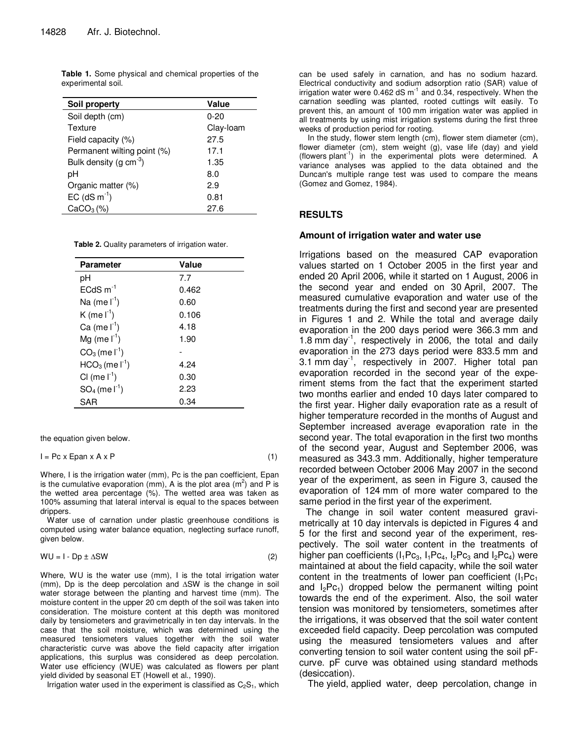**Table 1.** Some physical and chemical properties of the experimental soil.

| Soil property | Value |
|---|---|
| Soil depth (cm) | 0-20 |
| Texture | Clay-loam |
| Field capacity (%) | 27.5 |
| Permanent wilting point (%) | 17.1 |
| Bulk density (g $cm^{-3}$) | 1.35 |
| pH | 8.0 |
| Organic matter (%) | 2.9 |
| EC (dS $m^{-1}$) | 0.81 |
| $CaCO_3$ (%) | 27.6 |

**Table 2.** Quality parameters of irrigation water.

| Parameter | Value |
|---|---|
| pH | 7.7 |
| ECdS $m^{-1}$ | 0.462 |
| Na (me $l^{-1}$) | 0.60 |
| K (me $l^{-1}$) | 0.106 |
| Ca (me $l^{-1}$) | 4.18 |
| Mg (me $l^{-1}$) | 1.90 |
| $CO_3$ (me $l^{-1}$) | - |
| $HCO_3$ (me $l^{-1}$) | 4.24 |
| Cl (me $l^{-1}$) | 0.30 |
| $SO_4$ (me $l^{-1}$) | 2.23 |
| SAR | 0.34 |

the equation given below.

$$I = Pc \times Epan \times A \times P \quad (1)$$

Where, I is the irrigation water (mm), Pc is the pan coefficient, Epan is the cumulative evaporation (mm), A is the plot area ($m^2$) and P is the wetted area percentage (%). The wetted area was taken as 100% assuming that lateral interval is equal to the spaces between drippers.

Water use of carnation under plastic greenhouse conditions is computed using water balance equation, neglecting surface runoff, given below.

$$WU = I - Dp \pm \Delta SW \quad (2)$$

Where, WU is the water use (mm), I is the total irrigation water (mm), Dp is the deep percolation and ΔSW is the change in soil water storage between the planting and harvest time (mm). The moisture content in the upper 20 cm depth of the soil was taken into consideration. The moisture content at this depth was monitored daily by tensiometers and gravimetrically in ten day intervals. In the case that the soil moisture, which was determined using the measured tensiometers values together with the soil water characteristic curve was above the field capacity after irrigation applications, this surplus was considered as deep percolation. Water use efficiency (WUE) was calculated as flowers per plant yield divided by seasonal ET (Howell et al., 1990).

Irrigation water used in the experiment is classified as $C_2S_1$, which can be used safely in carnation, and has no sodium hazard. Electrical conductivity and sodium adsorption ratio (SAR) value of irrigation water were 0.462 dS $m^{-1}$ and 0.34, respectively. When the carnation seedling was planted, rooted cuttings wilt easily. To prevent this, an amount of 100 mm irrigation water was applied in all treatments by using mist irrigation systems during the first three weeks of production period for rooting.

In the study, flower stem length (cm), flower stem diameter (cm), flower diameter (cm), stem weight (g), vase life (day) and yield (flowers $plant^{-1}$) in the experimental plots were determined. A variance analyses was applied to the data obtained and the Duncan's multiple range test was used to compare the means (Gomez and Gomez, 1984).

## RESULTS

### Amount of irrigation water and water use

Irrigations based on the measured CAP evaporation values started on 1 October 2005 in the first year and ended 20 April 2006, while it started on 1 August, 2006 in the second year and ended on 30 April, 2007. The measured cumulative evaporation and water use of the treatments during the first and second year are presented in Figures 1 and 2. While the total and average daily evaporation in the 200 days period were 366.3 mm and 1.8 mm $day^{-1}$, respectively in 2006, the total and daily evaporation in the 273 days period were 833.5 mm and 3.1 mm $day^{-1}$, respectively in 2007. Higher total pan evaporation recorded in the second year of the experiment stems from the fact that the experiment started two months earlier and ended 10 days later compared to the first year. Higher daily evaporation rate as a result of higher temperature recorded in the months of August and September increased average evaporation rate in the second year. The total evaporation in the first two months of the second year, August and September 2006, was measured as 343.3 mm. Additionally, higher temperature recorded between October 2006 May 2007 in the second year of the experiment, as seen in Figure 3, caused the evaporation of 124 mm of more water compared to the same period in the first year of the experiment.

The change in soil water content measured gravimetrically at 10 day intervals is depicted in Figures 4 and 5 for the first and second year of the experiment, respectively. The soil water content in the treatments of higher pan coefficients ($I_1Pc_3$, $I_1Pc_4$, $I_2Pc_3$ and $I_2Pc_4$) were maintained at about the field capacity, while the soil water content in the treatments of lower pan coefficient ($I_1Pc_1$ and $I_2Pc_1$) dropped below the permanent wilting point towards the end of the experiment. Also, the soil water tension was monitored by tensiometers, sometimes after the irrigations, it was observed that the soil water content exceeded field capacity. Deep percolation was computed using the measured tensiometers values and after converting tension to soil water content using the soil pF-curve. pF curve was obtained using standard methods (desiccation).

The yield, applied water, deep percolation, change in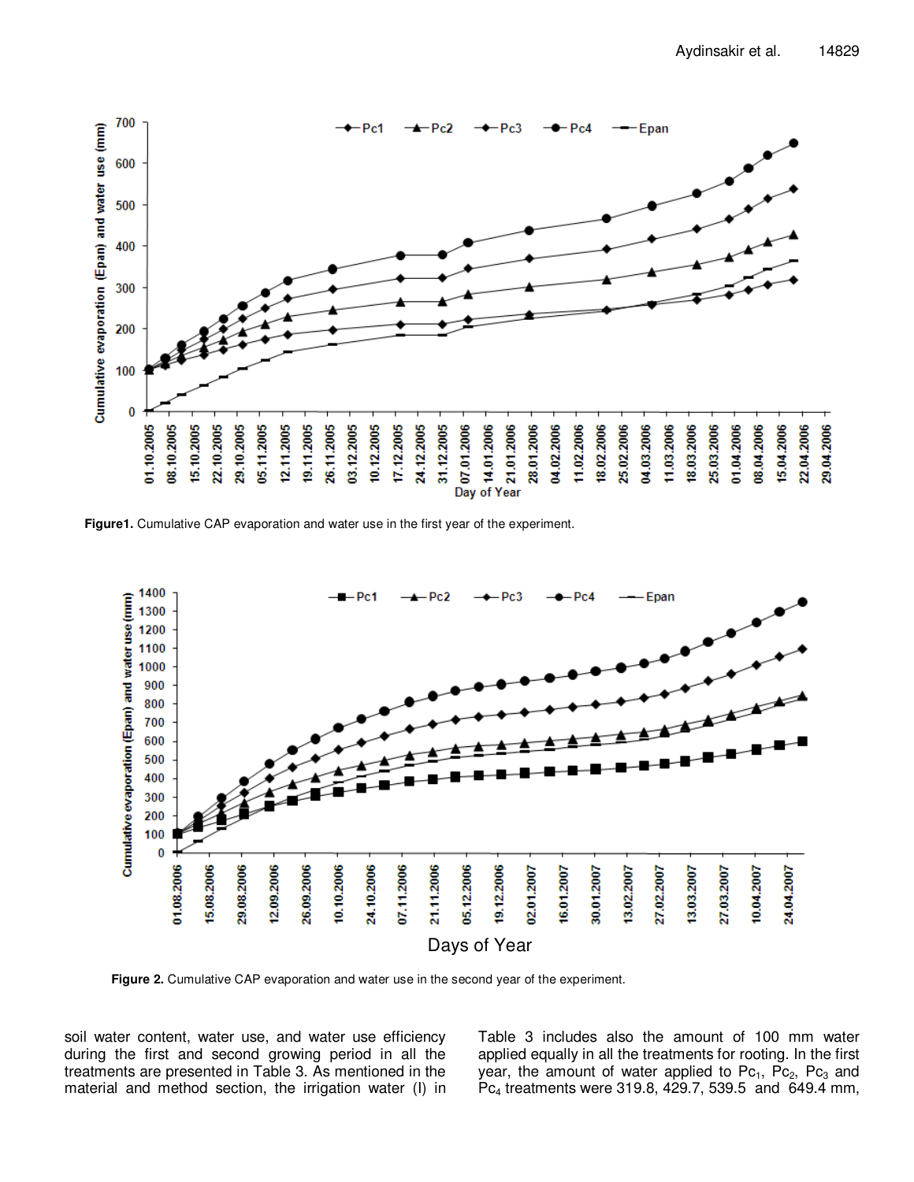**Figure1.** Cumulative CAP evaporation and water use in the first year of the experiment.

**Figure 2.** Cumulative CAP evaporation and water use in the second year of the experiment.

soil water content, water use, and water use efficiency during the first and second growing period in all the treatments are presented in Table 3. As mentioned in the material and method section, the irrigation water (I) in Table 3 includes also the amount of 100 mm water applied equally in all the treatments for rooting. In the first year, the amount of water applied to $Pc_1$, $Pc_2$, $Pc_3$ and $Pc_4$ treatments were 319.8, 429.7, 539.5 and 649.4 mm,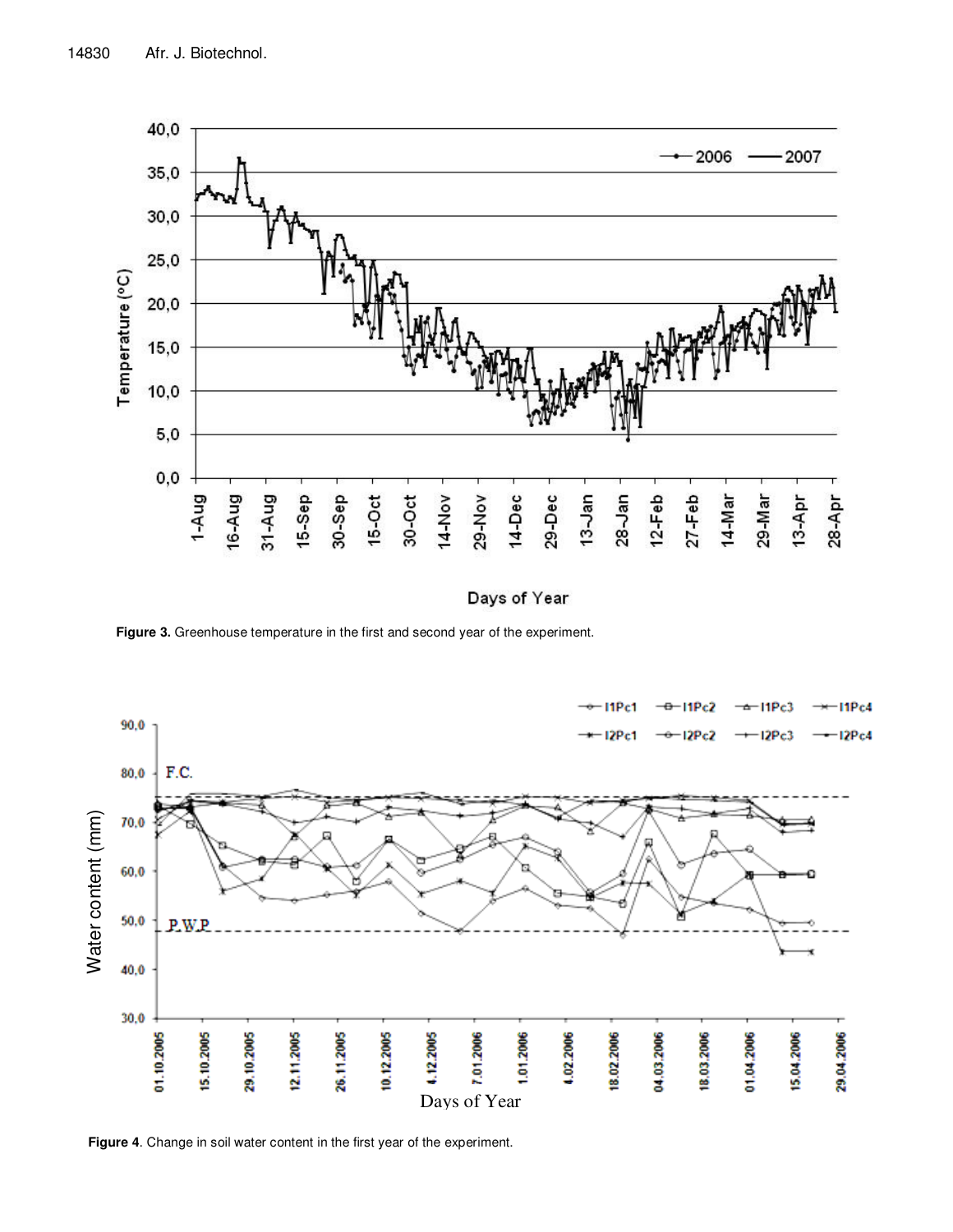**Figure 3.** Greenhouse temperature in the first and second year of the experiment.

**Figure 4**. Change in soil water content in the first year of the experiment.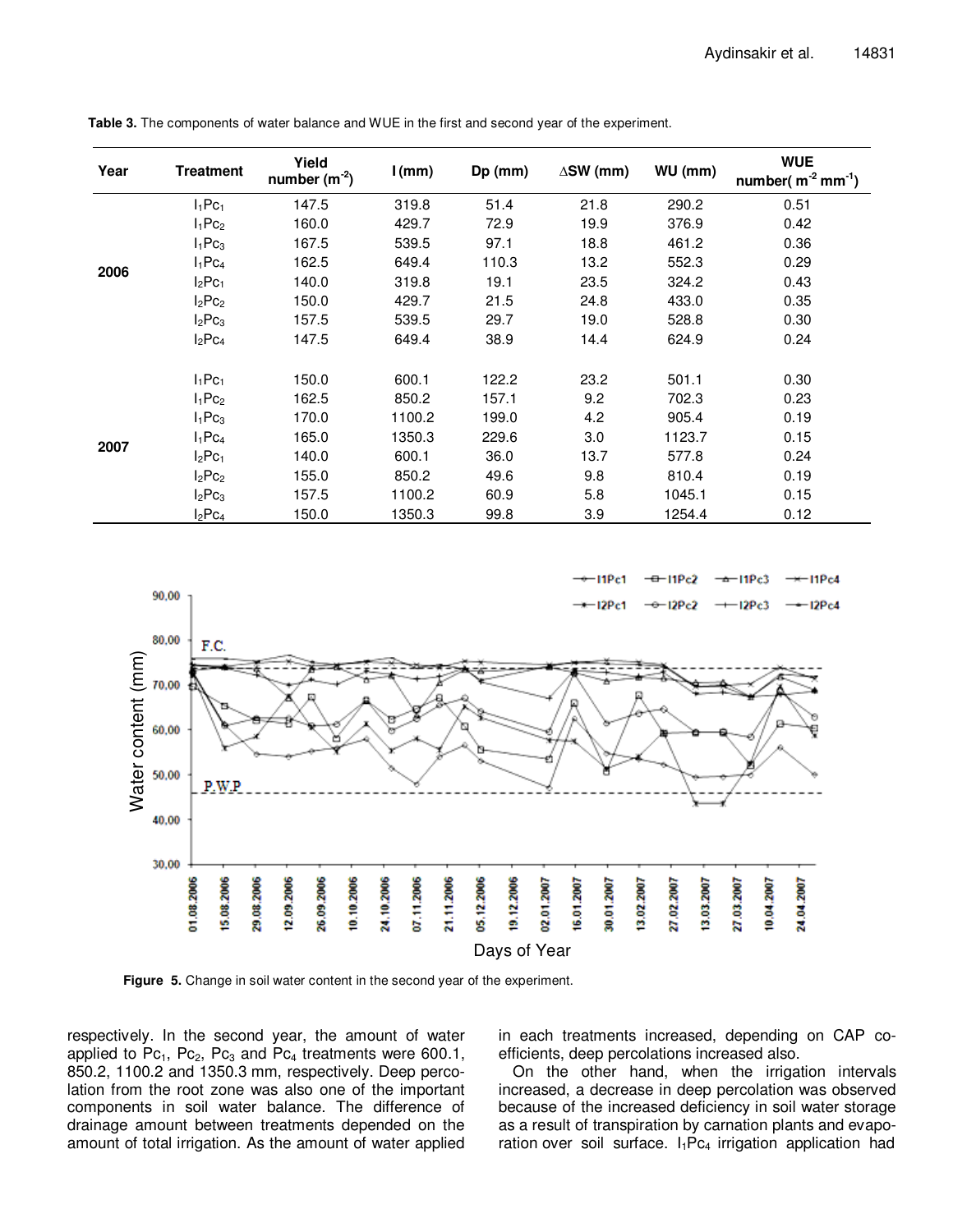**Table 3.** The components of water balance and WUE in the first and second year of the experiment.

| Year | Treatment | Yield number ($m^{-2}$) | I (mm) | Dp (mm) | ΔSW (mm) | WU (mm) | WUE number( $m^{-2}$ $mm^{-1}$) |
|---|---|---|---|---|---|---|---|
| 2006 | $I_1Pc_1$ | 147.5 | 319.8 | 51.4 | 21.8 | 290.2 | 0.51 |
| | $I_1Pc_2$ | 160.0 | 429.7 | 72.9 | 19.9 | 376.9 | 0.42 |
| | $I_1Pc_3$ | 167.5 | 539.5 | 97.1 | 18.8 | 461.2 | 0.36 |
| | $I_1Pc_4$ | 162.5 | 649.4 | 110.3 | 13.2 | 552.3 | 0.29 |
| | $I_2Pc_1$ | 140.0 | 319.8 | 19.1 | 23.5 | 324.2 | 0.43 |
| | $I_2Pc_2$ | 150.0 | 429.7 | 21.5 | 24.8 | 433.0 | 0.35 |
| | $I_2Pc_3$ | 157.5 | 539.5 | 29.7 | 19.0 | 528.8 | 0.30 |
| | $I_2Pc_4$ | 147.5 | 649.4 | 38.9 | 14.4 | 624.9 | 0.24 |
| 2007 | $I_1Pc_1$ | 150.0 | 600.1 | 122.2 | 23.2 | 501.1 | 0.30 |
| | $I_1Pc_2$ | 162.5 | 850.2 | 157.1 | 9.2 | 702.3 | 0.23 |
| | $I_1Pc_3$ | 170.0 | 1100.2 | 199.0 | 4.2 | 905.4 | 0.19 |
| | $I_1Pc_4$ | 165.0 | 1350.3 | 229.6 | 3.0 | 1123.7 | 0.15 |
| | $I_2Pc_1$ | 140.0 | 600.1 | 36.0 | 13.7 | 577.8 | 0.24 |
| | $I_2Pc_2$ | 155.0 | 850.2 | 49.6 | 9.8 | 810.4 | 0.19 |
| | $I_2Pc_3$ | 157.5 | 1100.2 | 60.9 | 5.8 | 1045.1 | 0.15 |
| | $I_2Pc_4$ | 150.0 | 1350.3 | 99.8 | 3.9 | 1254.4 | 0.12 |

**Figure 5.** Change in soil water content in the second year of the experiment.

respectively. In the second year, the amount of water applied to $Pc_1$, $Pc_2$, $Pc_3$ and $Pc_4$ treatments were 600.1, 850.2, 1100.2 and 1350.3 mm, respectively. Deep percolation from the root zone was also one of the important components in soil water balance. The difference of drainage amount between treatments depended on the amount of total irrigation. As the amount of water applied in each treatments increased, depending on CAP coefficients, deep percolations increased also.

On the other hand, when the irrigation intervals increased, a decrease in deep percolation was observed because of the increased deficiency in soil water storage as a result of transpiration by carnation plants and evaporation over soil surface. $I_1Pc_4$ irrigation application had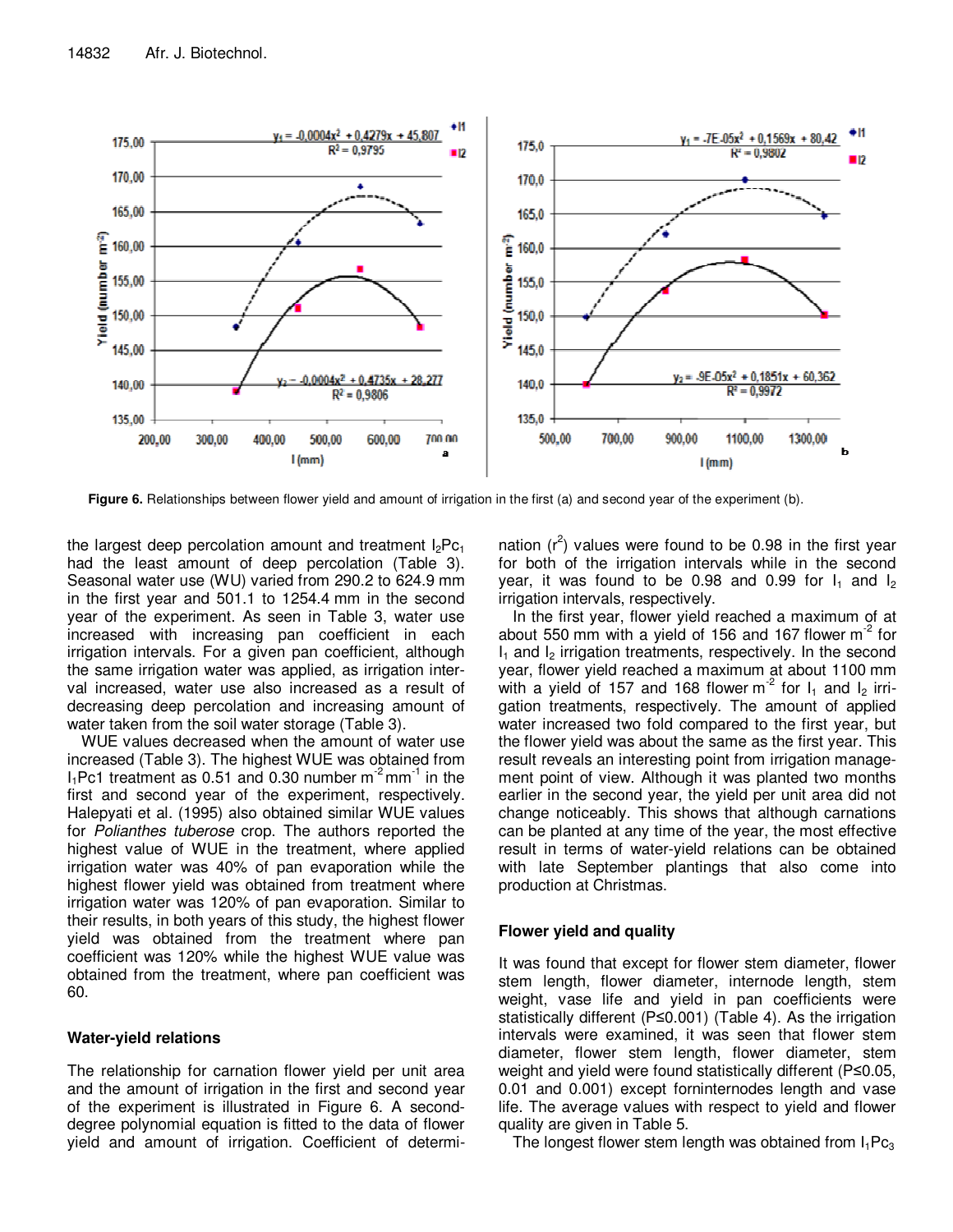Figure 6. Relationships between flower yield and amount of irrigation in the first (a) and second year of the experiment (b).

the largest deep percolation amount and treatment $I_2Pc_1$ had the least amount of deep percolation (Table 3). Seasonal water use (WU) varied from 290.2 to 624.9 mm in the first year and 501.1 to 1254.4 mm in the second year of the experiment. As seen in Table 3, water use increased with increasing pan coefficient in each irrigation intervals. For a given pan coefficient, although the same irrigation water was applied, as irrigation interval increased, water use also increased as a result of decreasing deep percolation and increasing amount of water taken from the soil water storage (Table 3).

WUE values decreased when the amount of water use increased (Table 3). The highest WUE was obtained from $I_1Pc1$ treatment as 0.51 and 0.30 number $m^{-2} mm^{-1}$ in the first and second year of the experiment, respectively. Halepyati et al. (1995) also obtained similar WUE values for *Polianthes tuberose* crop. The authors reported the highest value of WUE in the treatment, where applied irrigation water was 40% of pan evaporation while the highest flower yield was obtained from treatment where irrigation water was 120% of pan evaporation. Similar to their results, in both years of this study, the highest flower yield was obtained from the treatment where pan coefficient was 120% while the highest WUE value was obtained from the treatment, where pan coefficient was 60.

## Water-yield relations

The relationship for carnation flower yield per unit area and the amount of irrigation in the first and second year of the experiment is illustrated in Figure 6. A second-degree polynomial equation is fitted to the data of flower yield and amount of irrigation. Coefficient of determination ($r^2$) values were found to be 0.98 in the first year for both of the irrigation intervals while in the second year, it was found to be 0.98 and 0.99 for $I_1$ and $I_2$ irrigation intervals, respectively.

In the first year, flower yield reached a maximum of at about 550 mm with a yield of 156 and 167 flower $m^{-2}$ for $I_1$ and $I_2$ irrigation treatments, respectively. In the second year, flower yield reached a maximum at about 1100 mm with a yield of 157 and 168 flower $m^{-2}$ for $I_1$ and $I_2$ irrigation treatments, respectively. The amount of applied water increased two fold compared to the first year, but the flower yield was about the same as the first year. This result reveals an interesting point from irrigation management point of view. Although it was planted two months earlier in the second year, the yield per unit area did not change noticeably. This shows that although carnations can be planted at any time of the year, the most effective result in terms of water-yield relations can be obtained with late September plantings that also come into production at Christmas.

## Flower yield and quality

It was found that except for flower stem diameter, flower stem length, flower diameter, internode length, stem weight, vase life and yield in pan coefficients were statistically different ($P \leq 0.001$) (Table 4). As the irrigation intervals were examined, it was seen that flower stem diameter, flower stem length, flower diameter, stem weight and yield were found statistically different ($P \leq 0.05$, 0.01 and 0.001) except forninternodes length and vase life. The average values with respect to yield and flower quality are given in Table 5.

The longest flower stem length was obtained from $I_1Pc_3$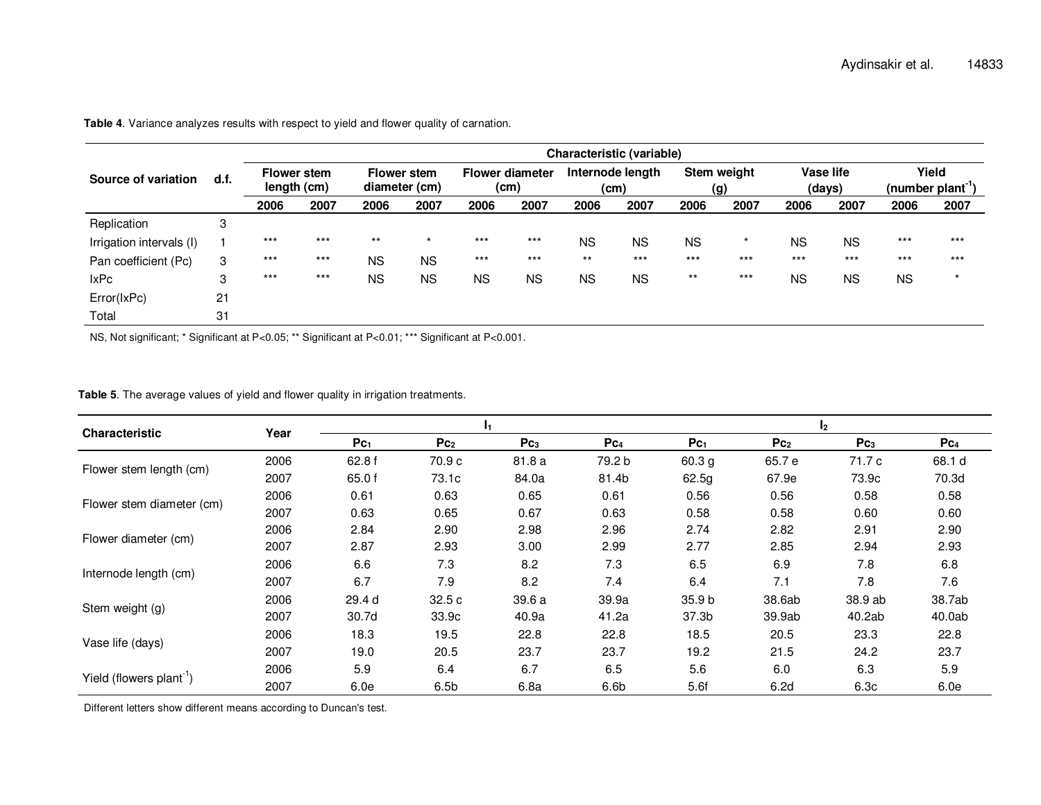**Table 4**. Variance analyzes results with respect to yield and flower quality of carnation.

| Source of variation | d.f. | Characteristic (variable) | | | | | | | | | | | | | |
|---|---|---|---|---|---|---|---|---|---|---|---|---|---|---|---|
| | | Flower stem length (cm) | | Flower stem diameter (cm) | | Flower diameter (cm) | | Internode length (cm) | | Stem weight (g) | | Vase life (days) | | Yield (number plant$^{-1}$) | |
| | | 2006 | 2007 | 2006 | 2007 | 2006 | 2007 | 2006 | 2007 | 2006 | 2007 | 2006 | 2007 | 2006 | 2007 |
| Replication | 3 | | | | | | | | | | | | | | |
| Irrigation intervals (I) | 1 | *** | *** | ** | * | *** | *** | NS | NS | NS | * | NS | NS | *** | *** |
| Pan coefficient (Pc) | 3 | *** | *** | NS | NS | *** | *** | ** | *** | *** | *** | *** | *** | *** | *** |
| IxPc | 3 | *** | *** | NS | NS | NS | NS | NS | NS | ** | *** | NS | NS | NS | * |
| Error(IxPc) | 21 | | | | | | | | | | | | | | |
| Total | 31 | | | | | | | | | | | | | | |

NS, Not significant; * Significant at P<0.05; ** Significant at P<0.01; *** Significant at P<0.001.

**Table 5**. The average values of yield and flower quality in irrigation treatments.

| Characteristic | Year | $I_1$ | | | | $I_2$ | | | |
|---|---|---|---|---|---|---|---|---|---|
| | | $Pc_1$ | $Pc_2$ | $Pc_3$ | $Pc_4$ | $Pc_1$ | $Pc_2$ | $Pc_3$ | $Pc_4$ |
| Flower stem length (cm) | 2006 | 62.8 f | 70.9 c | 81.8 a | 79.2 b | 60.3 g | 65.7 e | 71.7 c | 68.1 d |
| | 2007 | 65.0 f | 73.1c | 84.0a | 81.4b | 62.5g | 67.9e | 73.9c | 70.3d |
| Flower stem diameter (cm) | 2006 | 0.61 | 0.63 | 0.65 | 0.61 | 0.56 | 0.56 | 0.58 | 0.58 |
| | 2007 | 0.63 | 0.65 | 0.67 | 0.63 | 0.58 | 0.58 | 0.60 | 0.60 |
| Flower diameter (cm) | 2006 | 2.84 | 2.90 | 2.98 | 2.96 | 2.74 | 2.82 | 2.91 | 2.90 |
| | 2007 | 2.87 | 2.93 | 3.00 | 2.99 | 2.77 | 2.85 | 2.94 | 2.93 |
| Internode length (cm) | 2006 | 6.6 | 7.3 | 8.2 | 7.3 | 6.5 | 6.9 | 7.8 | 6.8 |
| | 2007 | 6.7 | 7.9 | 8.2 | 7.4 | 6.4 | 7.1 | 7.8 | 7.6 |
| Stem weight (g) | 2006 | 29.4 d | 32.5 c | 39.6 a | 39.9a | 35.9 b | 38.6ab | 38.9 ab | 38.7ab |
| | 2007 | 30.7d | 33.9c | 40.9a | 41.2a | 37.3b | 39.9ab | 40.2ab | 40.0ab |
| Vase life (days) | 2006 | 18.3 | 19.5 | 22.8 | 22.8 | 18.5 | 20.5 | 23.3 | 22.8 |
| | 2007 | 19.0 | 20.5 | 23.7 | 23.7 | 19.2 | 21.5 | 24.2 | 23.7 |
| Yield (flowers plant$^{-1}$) | 2006 | 5.9 | 6.4 | 6.7 | 6.5 | 5.6 | 6.0 | 6.3 | 5.9 |
| | 2007 | 6.0e | 6.5b | 6.8a | 6.6b | 5.6f | 6.2d | 6.3c | 6.0e |

Different letters show different means according to Duncan's test.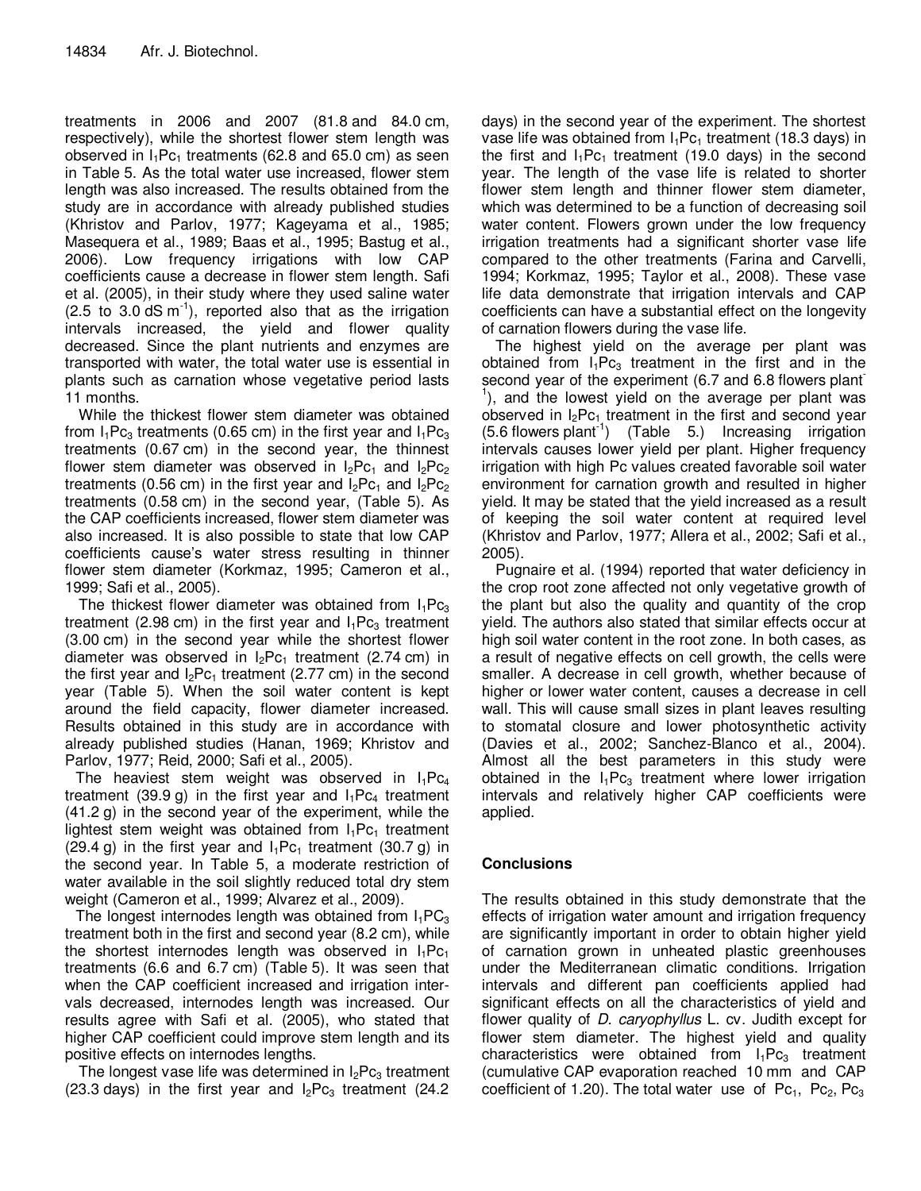treatments in 2006 and 2007 (81.8 and 84.0 cm, respectively), while the shortest flower stem length was observed in $I_1Pc_1$ treatments (62.8 and 65.0 cm) as seen in Table 5. As the total water use increased, flower stem length was also increased. The results obtained from the study are in accordance with already published studies (Khristov and Parlov, 1977; Kageyama et al., 1985; Masequera et al., 1989; Baas et al., 1995; Bastug et al., 2006). Low frequency irrigations with low CAP coefficients cause a decrease in flower stem length. Safi et al. (2005), in their study where they used saline water (2.5 to 3.0 dS $m^{-1}$), reported also that as the irrigation intervals increased, the yield and flower quality decreased. Since the plant nutrients and enzymes are transported with water, the total water use is essential in plants such as carnation whose vegetative period lasts 11 months.

While the thickest flower stem diameter was obtained from $I_1Pc_3$ treatments (0.65 cm) in the first year and $I_1Pc_3$ treatments (0.67 cm) in the second year, the thinnest flower stem diameter was observed in $I_2Pc_1$ and $I_2Pc_2$ treatments (0.56 cm) in the first year and $I_2Pc_1$ and $I_2Pc_2$ treatments (0.58 cm) in the second year, (Table 5). As the CAP coefficients increased, flower stem diameter was also increased. It is also possible to state that low CAP coefficients cause's water stress resulting in thinner flower stem diameter (Korkmaz, 1995; Cameron et al., 1999; Safi et al., 2005).

The thickest flower diameter was obtained from $I_1Pc_3$ treatment (2.98 cm) in the first year and $I_1Pc_3$ treatment (3.00 cm) in the second year while the shortest flower diameter was observed in $I_2Pc_1$ treatment (2.74 cm) in the first year and $I_2Pc_1$ treatment (2.77 cm) in the second year (Table 5). When the soil water content is kept around the field capacity, flower diameter increased. Results obtained in this study are in accordance with already published studies (Hanan, 1969; Khristov and Parlov, 1977; Reid, 2000; Safi et al., 2005).

The heaviest stem weight was observed in $I_1Pc_4$ treatment (39.9 g) in the first year and $I_1Pc_4$ treatment (41.2 g) in the second year of the experiment, while the lightest stem weight was obtained from $I_1Pc_1$ treatment (29.4 g) in the first year and $I_1Pc_1$ treatment (30.7 g) in the second year. In Table 5, a moderate restriction of water available in the soil slightly reduced total dry stem weight (Cameron et al., 1999; Alvarez et al., 2009).

The longest internodes length was obtained from $I_1PC_3$ treatment both in the first and second year (8.2 cm), while the shortest internodes length was observed in $I_1Pc_1$ treatments (6.6 and 6.7 cm) (Table 5). It was seen that when the CAP coefficient increased and irrigation intervals decreased, internodes length was increased. Our results agree with Safi et al. (2005), who stated that higher CAP coefficient could improve stem length and its positive effects on internodes lengths.

The longest vase life was determined in $I_2Pc_3$ treatment (23.3 days) in the first year and $I_2Pc_3$ treatment (24.2 days) in the second year of the experiment. The shortest vase life was obtained from $I_1Pc_1$ treatment (18.3 days) in the first and $I_1Pc_1$ treatment (19.0 days) in the second year. The length of the vase life is related to shorter flower stem length and thinner flower stem diameter, which was determined to be a function of decreasing soil water content. Flowers grown under the low frequency irrigation treatments had a significant shorter vase life compared to the other treatments (Farina and Carvelli, 1994; Korkmaz, 1995; Taylor et al., 2008). These vase life data demonstrate that irrigation intervals and CAP coefficients can have a substantial effect on the longevity of carnation flowers during the vase life.

The highest yield on the average per plant was obtained from $I_1Pc_3$ treatment in the first and in the second year of the experiment (6.7 and 6.8 flowers plant$^{-1}$), and the lowest yield on the average per plant was observed in $I_2Pc_1$ treatment in the first and second year (5.6 flowers plant$^{-1}$) (Table 5.) Increasing irrigation intervals causes lower yield per plant. Higher frequency irrigation with high Pc values created favorable soil water environment for carnation growth and resulted in higher yield. It may be stated that the yield increased as a result of keeping the soil water content at required level (Khristov and Parlov, 1977; Allera et al., 2002; Safi et al., 2005).

Pugnaire et al. (1994) reported that water deficiency in the crop root zone affected not only vegetative growth of the plant but also the quality and quantity of the crop yield. The authors also stated that similar effects occur at high soil water content in the root zone. In both cases, as a result of negative effects on cell growth, the cells were smaller. A decrease in cell growth, whether because of higher or lower water content, causes a decrease in cell wall. This will cause small sizes in plant leaves resulting to stomatal closure and lower photosynthetic activity (Davies et al., 2002; Sanchez-Blanco et al., 2004). Almost all the best parameters in this study were obtained in the $I_1Pc_3$ treatment where lower irrigation intervals and relatively higher CAP coefficients were applied.

## Conclusions

The results obtained in this study demonstrate that the effects of irrigation water amount and irrigation frequency are significantly important in order to obtain higher yield of carnation grown in unheated plastic greenhouses under the Mediterranean climatic conditions. Irrigation intervals and different pan coefficients applied had significant effects on all the characteristics of yield and flower quality of *D. caryophyllus* L. cv. Judith except for flower stem diameter. The highest yield and quality characteristics were obtained from $I_1Pc_3$ treatment (cumulative CAP evaporation reached 10 mm and CAP coefficient of 1.20). The total water use of $Pc_1$, $Pc_2$, $Pc_3$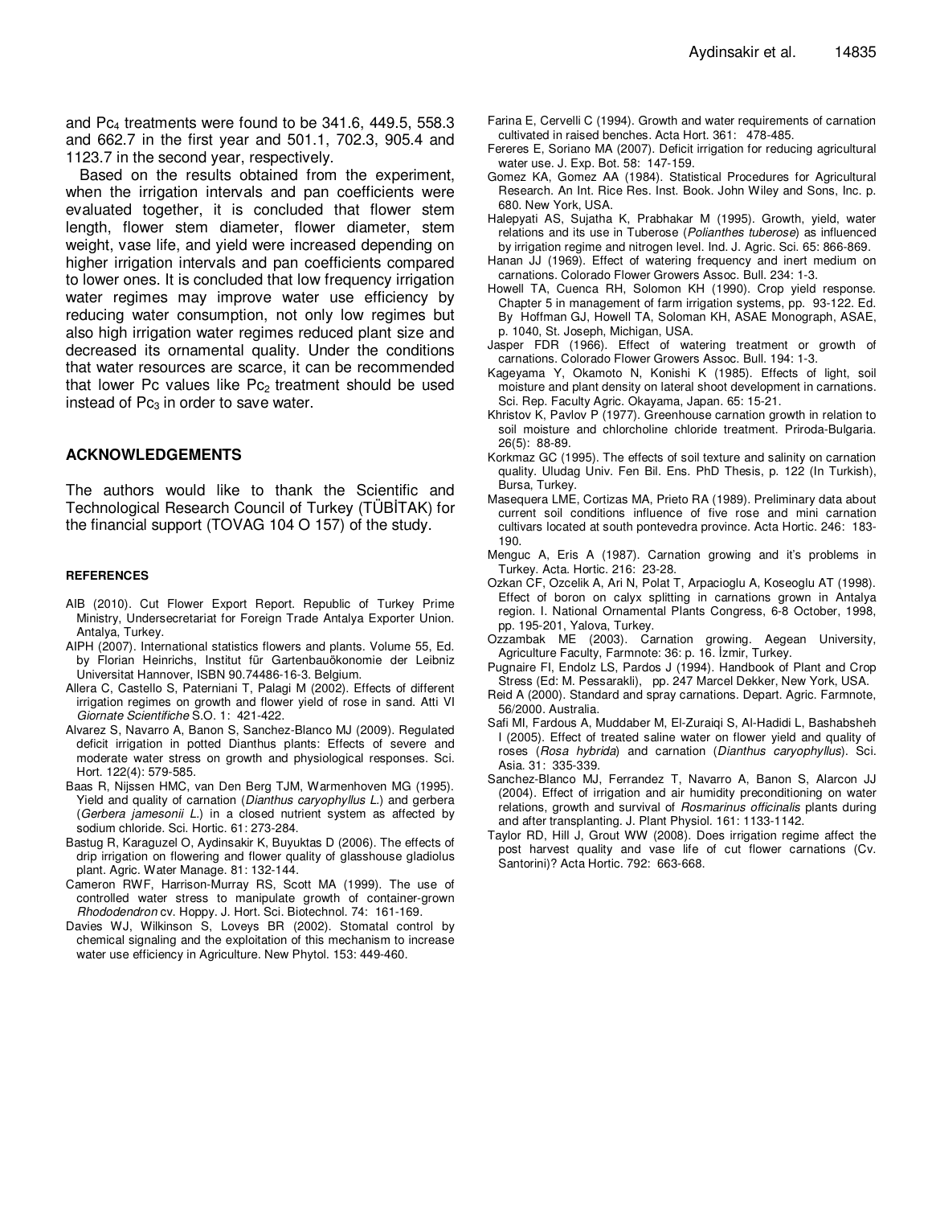and $Pc_4$ treatments were found to be 341.6, 449.5, 558.3 and 662.7 in the first year and 501.1, 702.3, 905.4 and 1123.7 in the second year, respectively.

Based on the results obtained from the experiment, when the irrigation intervals and pan coefficients were evaluated together, it is concluded that flower stem length, flower stem diameter, flower diameter, stem weight, vase life, and yield were increased depending on higher irrigation intervals and pan coefficients compared to lower ones. It is concluded that low frequency irrigation water regimes may improve water use efficiency by reducing water consumption, not only low regimes but also high irrigation water regimes reduced plant size and decreased its ornamental quality. Under the conditions that water resources are scarce, it can be recommended that lower Pc values like $Pc_2$ treatment should be used instead of $Pc_3$ in order to save water.

## ACKNOWLEDGEMENTS

The authors would like to thank the Scientific and Technological Research Council of Turkey (TÜBİTAK) for the financial support (TOVAG 104 O 157) of the study.

### REFERENCES

AIB (2010). Cut Flower Export Report. Republic of Turkey Prime Ministry, Undersecretariat for Foreign Trade Antalya Exporter Union. Antalya, Turkey.

AIPH (2007). International statistics flowers and plants. Volume 55, Ed. by Florian Heinrichs, Institut für Gartenbauökonomie der Leibniz Universitat Hannover, ISBN 90.74486-16-3. Belgium.

Allera C, Castello S, Paterniani T, Palagi M (2002). Effects of different irrigation regimes on growth and flower yield of rose in sand. Atti VI *Giornate Scientifiche* S.O. 1: 421-422.

Alvarez S, Navarro A, Banon S, Sanchez-Blanco MJ (2009). Regulated deficit irrigation in potted Dianthus plants: Effects of severe and moderate water stress on growth and physiological responses. Sci. Hort. 122(4): 579-585.

Baas R, Nijssen HMC, van Den Berg TJM, Warmenhoven MG (1995). Yield and quality of carnation (*Dianthus caryophyllus L.*) and gerbera (*Gerbera jamesonii L.*) in a closed nutrient system as affected by sodium chloride. Sci. Hortic. 61: 273-284.

Bastug R, Karaguzel O, Aydinsakir K, Buyuktas D (2006). The effects of drip irrigation on flowering and flower quality of glasshouse gladiolus plant. Agric. Water Manage. 81: 132-144.

Cameron RWF, Harrison-Murray RS, Scott MA (1999). The use of controlled water stress to manipulate growth of container-grown *Rhododendron* cv. Hoppy. J. Hort. Sci. Biotechnol. 74: 161-169.

Davies WJ, Wilkinson S, Loveys BR (2002). Stomatal control by chemical signaling and the exploitation of this mechanism to increase water use efficiency in Agriculture. New Phytol. 153: 449-460.

Farina E, Cervelli C (1994). Growth and water requirements of carnation cultivated in raised benches. Acta Hort. 361: 478-485.

Fereres E, Soriano MA (2007). Deficit irrigation for reducing agricultural water use. J. Exp. Bot. 58: 147-159.

Gomez KA, Gomez AA (1984). Statistical Procedures for Agricultural Research. An Int. Rice Res. Inst. Book. John Wiley and Sons, Inc. p. 680. New York, USA.

Halepyati AS, Sujatha K, Prabhakar M (1995). Growth, yield, water relations and its use in Tuberose (*Polianthes tuberose*) as influenced by irrigation regime and nitrogen level. Ind. J. Agric. Sci. 65: 866-869.

Hanan JJ (1969). Effect of watering frequency and inert medium on carnations. Colorado Flower Growers Assoc. Bull. 234: 1-3.

Howell TA, Cuenca RH, Solomon KH (1990). Crop yield response. Chapter 5 in management of farm irrigation systems, pp. 93-122. Ed. By Hoffman GJ, Howell TA, Soloman KH, ASAE Monograph, ASAE, p. 1040, St. Joseph, Michigan, USA.

Jasper FDR (1966). Effect of watering treatment or growth of carnations. Colorado Flower Growers Assoc. Bull. 194: 1-3.

Kageyama Y, Okamoto N, Konishi K (1985). Effects of light, soil moisture and plant density on lateral shoot development in carnations. Sci. Rep. Faculty Agric. Okayama, Japan. 65: 15-21.

Khristov K, Pavlov P (1977). Greenhouse carnation growth in relation to soil moisture and chlorcholine chloride treatment. Priroda-Bulgaria. 26(5): 88-89.

Korkmaz GC (1995). The effects of soil texture and salinity on carnation quality. Uludag Univ. Fen Bil. Ens. PhD Thesis, p. 122 (In Turkish), Bursa, Turkey.

Masequera LME, Cortizas MA, Prieto RA (1989). Preliminary data about current soil conditions influence of five rose and mini carnation cultivars located at south pontevedra province. Acta Hortic. 246: 183-190.

Menguc A, Eris A (1987). Carnation growing and it's problems in Turkey. Acta. Hortic. 216: 23-28.

Ozkan CF, Ozcelik A, Ari N, Polat T, Arpacioglu A, Koseoglu AT (1998). Effect of boron on calyx splitting in carnations grown in Antalya region. I. National Ornamental Plants Congress, 6-8 October, 1998, pp. 195-201, Yalova, Turkey.

Ozzambak ME (2003). Carnation growing. Aegean University, Agriculture Faculty, Farmnote: 36: p. 16. İzmir, Turkey.

Pugnaire FI, Endolz LS, Pardos J (1994). Handbook of Plant and Crop Stress (Ed: M. Pessarakli), pp. 247 Marcel Dekker, New York, USA.

Reid A (2000). Standard and spray carnations. Depart. Agric. Farmnote, 56/2000. Australia.

Safi MI, Fardous A, Muddaber M, El-Zuraiqi S, Al-Hadidi L, Bashabsheh I (2005). Effect of treated saline water on flower yield and quality of roses (*Rosa hybrida*) and carnation (*Dianthus caryophyllus*). Sci. Asia. 31: 335-339.

Sanchez-Blanco MJ, Ferrandez T, Navarro A, Banon S, Alarcon JJ (2004). Effect of irrigation and air humidity preconditioning on water relations, growth and survival of *Rosmarinus officinalis* plants during and after transplanting. J. Plant Physiol. 161: 1133-1142.

Taylor RD, Hill J, Grout WW (2008). Does irrigation regime affect the post harvest quality and vase life of cut flower carnations (Cv. Santorini)? Acta Hortic. 792: 663-668.